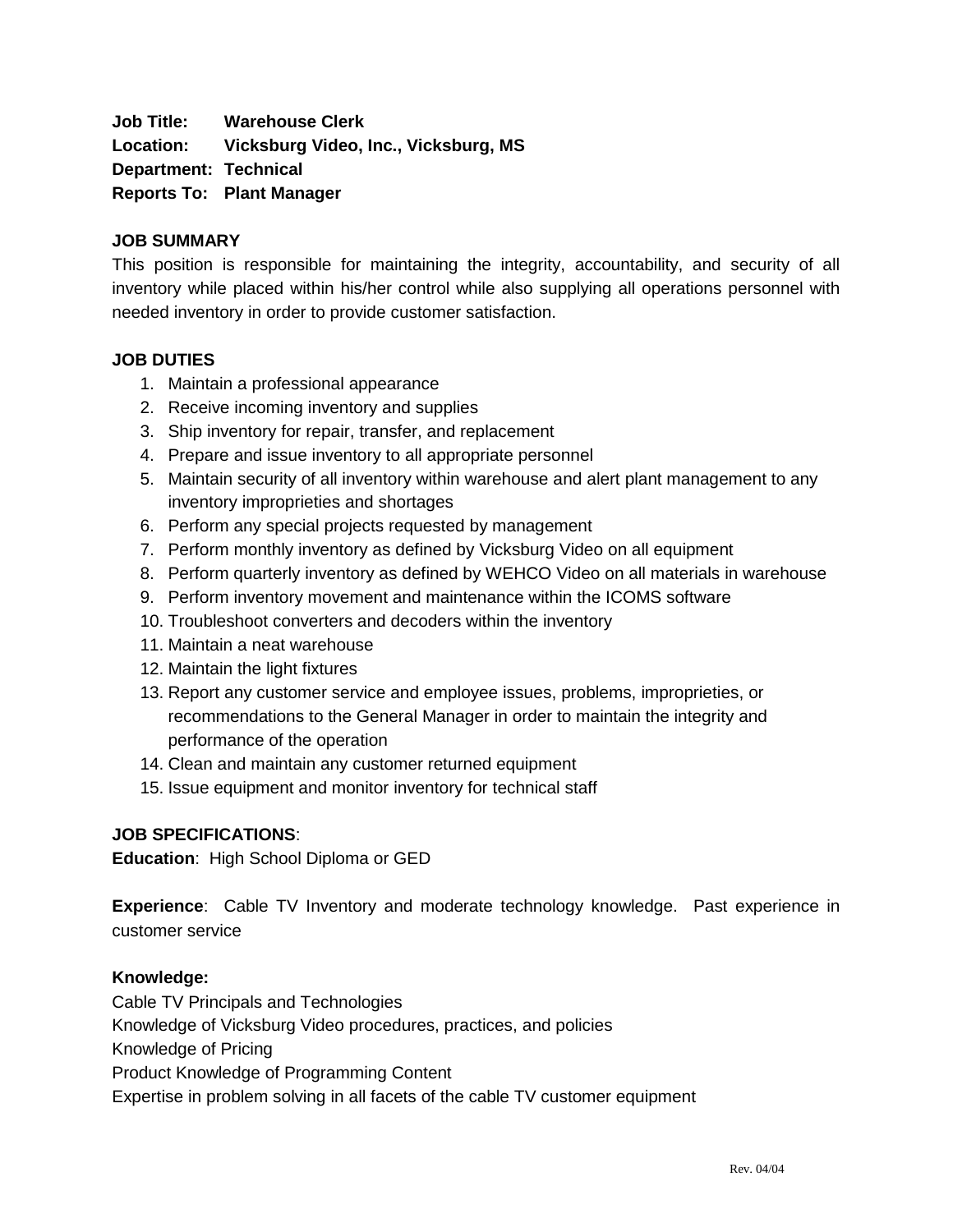**Job Title:** **Warehouse Clerk**
**Location:** **Vicksburg Video, Inc., Vicksburg, MS**
**Department:** **Technical**
**Reports To:** **Plant Manager**

**JOB SUMMARY**

This position is responsible for maintaining the integrity, accountability, and security of all inventory while placed within his/her control while also supplying all operations personnel with needed inventory in order to provide customer satisfaction.

**JOB DUTIES**

1. Maintain a professional appearance
2. Receive incoming inventory and supplies
3. Ship inventory for repair, transfer, and replacement
4. Prepare and issue inventory to all appropriate personnel
5. Maintain security of all inventory within warehouse and alert plant management to any inventory improprieties and shortages
6. Perform any special projects requested by management
7. Perform monthly inventory as defined by Vicksburg Video on all equipment
8. Perform quarterly inventory as defined by WEHCO Video on all materials in warehouse
9. Perform inventory movement and maintenance within the ICOMS software
10. Troubleshoot converters and decoders within the inventory
11. Maintain a neat warehouse
12. Maintain the light fixtures
13. Report any customer service and employee issues, problems, improprieties, or recommendations to the General Manager in order to maintain the integrity and performance of the operation
14. Clean and maintain any customer returned equipment
15. Issue equipment and monitor inventory for technical staff

**JOB SPECIFICATIONS**:

**Education**: High School Diploma or GED

**Experience**: Cable TV Inventory and moderate technology knowledge. Past experience in customer service

**Knowledge:**

Cable TV Principals and Technologies
Knowledge of Vicksburg Video procedures, practices, and policies
Knowledge of Pricing
Product Knowledge of Programming Content
Expertise in problem solving in all facets of the cable TV customer equipment

Rev. 04/04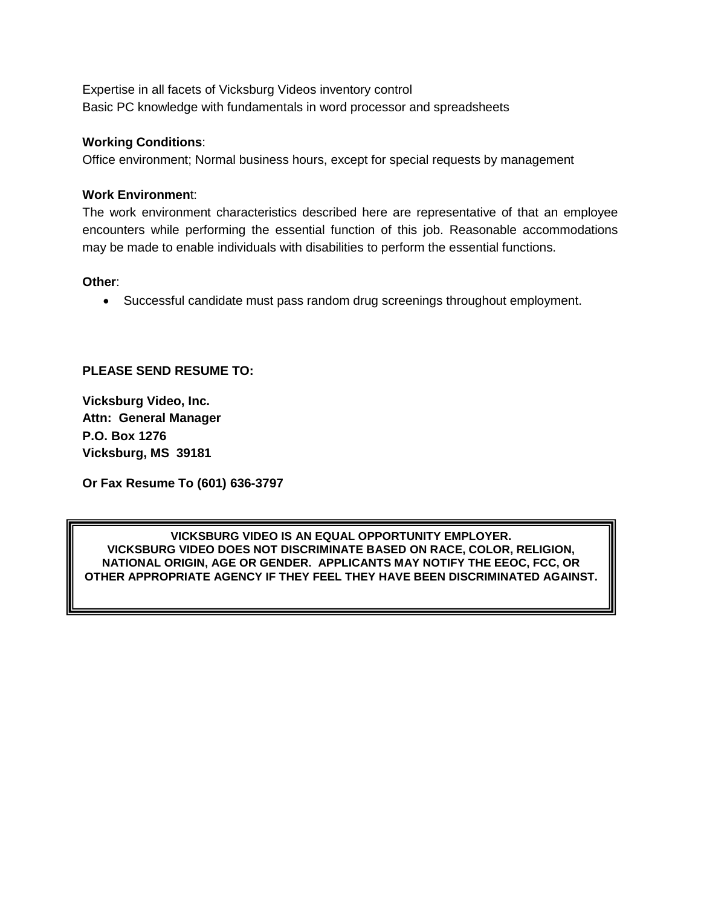Expertise in all facets of Vicksburg Videos inventory control
Basic PC knowledge with fundamentals in word processor and spreadsheets

**Working Conditions**:
Office environment; Normal business hours, except for special requests by management

**Work Environment**:
The work environment characteristics described here are representative of that an employee encounters while performing the essential function of this job. Reasonable accommodations may be made to enable individuals with disabilities to perform the essential functions.

**Other**:

- Successful candidate must pass random drug screenings throughout employment.

**PLEASE SEND RESUME TO:**

**Vicksburg Video, Inc.**
**Attn: General Manager**
**P.O. Box 1276**
**Vicksburg, MS 39181**

**Or Fax Resume To (601) 636-3797**

**VICKSBURG VIDEO IS AN EQUAL OPPORTUNITY EMPLOYER.**
**VICKSBURG VIDEO DOES NOT DISCRIMINATE BASED ON RACE, COLOR, RELIGION, NATIONAL ORIGIN, AGE OR GENDER. APPLICANTS MAY NOTIFY THE EEOC, FCC, OR OTHER APPROPRIATE AGENCY IF THEY FEEL THEY HAVE BEEN DISCRIMINATED AGAINST.**